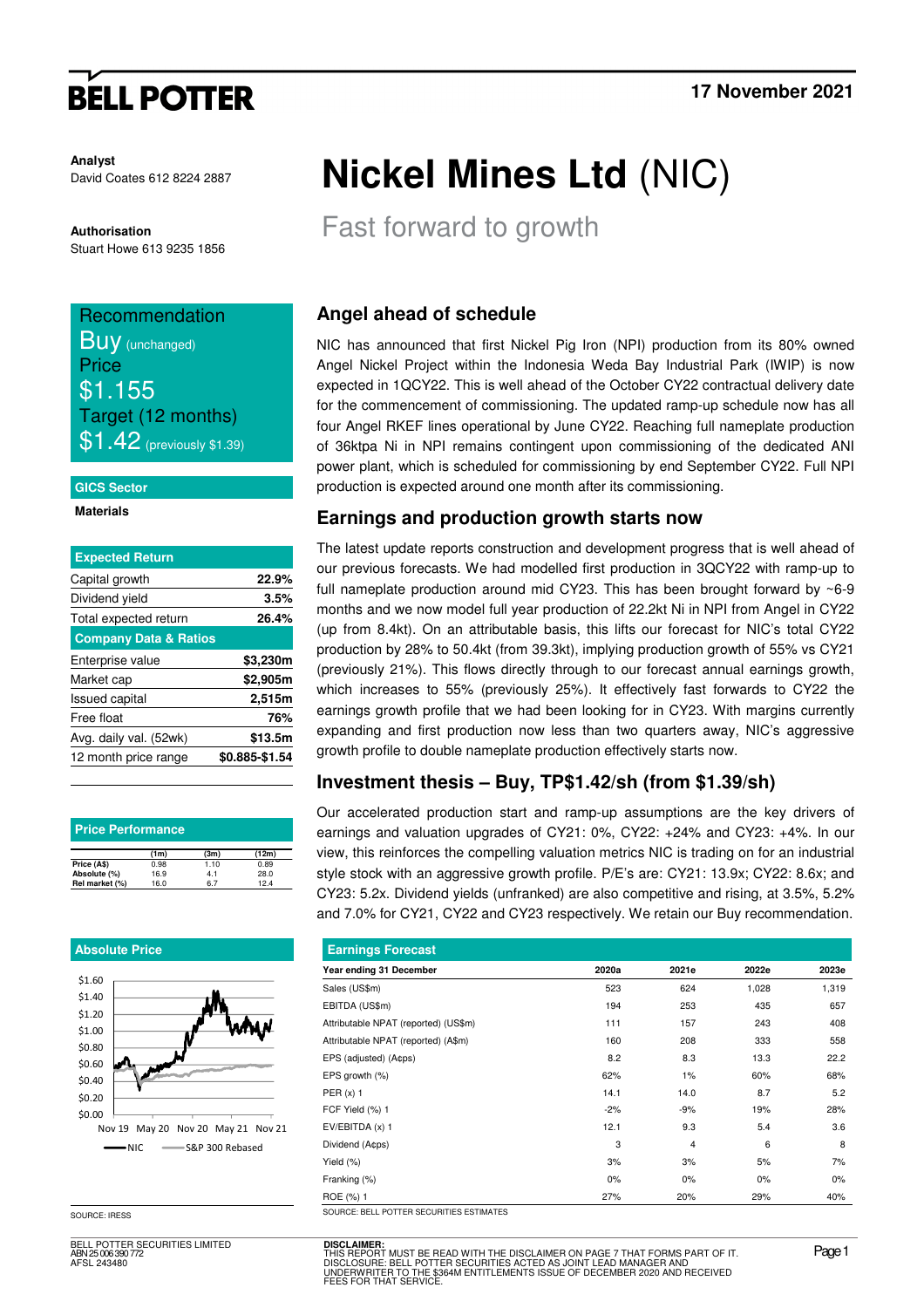# BELL POTTER

17 November 2021

**Analyst**
David Coates 612 8224 2887

**Authorisation**
Stuart Howe 613 9235 1856

# Nickel Mines Ltd (NIC)

## Fast forward to growth

**Recommendation**
Buy (unchanged)
**Price**
$1.155
**Target (12 months)**
$1.42 (previously $1.39)

**GICS Sector**
Materials

| Expected Return | |
|---|---|
| Capital growth | 22.9% |
| Dividend yield | 3.5% |
| Total expected return | 26.4% |
| **Company Data & Ratios** | |
| Enterprise value | $3,230m |
| Market cap | $2,905m |
| Issued capital | 2,515m |
| Free float | 76% |
| Avg. daily val. (52wk) | $13.5m |
| 12 month price range | $0.885-$1.54 |

**Price Performance**

| | (1m) | (3m) | (12m) |
|---|---|---|---|
| Price (A$) | 0.98 | 1.10 | 0.89 |
| Absolute (%) | 16.9 | 4.1 | 28.0 |
| Rel market (%) | 16.0 | 6.7 | 12.4 |

**Absolute Price**

SOURCE: IRESS

## Angel ahead of schedule

NIC has announced that first Nickel Pig Iron (NPI) production from its 80% owned Angel Nickel Project within the Indonesia Weda Bay Industrial Park (IWIP) is now expected in 1QCY22. This is well ahead of the October CY22 contractual delivery date for the commencement of commissioning. The updated ramp-up schedule now has all four Angel RKEF lines operational by June CY22. Reaching full nameplate production of 36ktpa Ni in NPI remains contingent upon commissioning of the dedicated ANI power plant, which is scheduled for commissioning by end September CY22. Full NPI production is expected around one month after its commissioning.

## Earnings and production growth starts now

The latest update reports construction and development progress that is well ahead of our previous forecasts. We had modelled first production in 3QCY22 with ramp-up to full nameplate production around mid CY23. This has been brought forward by ~6-9 months and we now model full year production of 22.2kt Ni in NPI from Angel in CY22 (up from 8.4kt). On an attributable basis, this lifts our forecast for NIC's total CY22 production by 28% to 50.4kt (from 39.3kt), implying production growth of 55% vs CY21 (previously 21%). This flows directly through to our forecast annual earnings growth, which increases to 55% (previously 25%). It effectively fast forwards to CY22 the earnings growth profile that we had been looking for in CY23. With margins currently expanding and first production now less than two quarters away, NIC's aggressive growth profile to double nameplate production effectively starts now.

## Investment thesis – Buy, TP$1.42/sh (from $1.39/sh)

Our accelerated production start and ramp-up assumptions are the key drivers of earnings and valuation upgrades of CY21: 0%, CY22: +24% and CY23: +4%. In our view, this reinforces the compelling valuation metrics NIC is trading on for an industrial style stock with an aggressive growth profile. P/E's are: CY21: 13.9x; CY22: 8.6x; and CY23: 5.2x. Dividend yields (unfranked) are also competitive and rising, at 3.5%, 5.2% and 7.0% for CY21, CY22 and CY23 respectively. We retain our Buy recommendation.

**Earnings Forecast**

| Year ending 31 December | 2020a | 2021e | 2022e | 2023e |
|---|---|---|---|---|
| Sales (US$m) | 523 | 624 | 1,028 | 1,319 |
| EBITDA (US$m) | 194 | 253 | 435 | 657 |
| Attributable NPAT (reported) (US$m) | 111 | 157 | 243 | 408 |
| Attributable NPAT (reported) (A$m) | 160 | 208 | 333 | 558 |
| EPS (adjusted) (A¢ps) | 8.2 | 8.3 | 13.3 | 22.2 |
| EPS growth (%) | 62% | 1% | 60% | 68% |
| PER (x) 1 | 14.1 | 14.0 | 8.7 | 5.2 |
| FCF Yield (%) 1 | -2% | -9% | 19% | 28% |
| EV/EBITDA (x) 1 | 12.1 | 9.3 | 5.4 | 3.6 |
| Dividend (A¢ps) | 3 | 4 | 6 | 8 |
| Yield (%) | 3% | 3% | 5% | 7% |
| Franking (%) | 0% | 0% | 0% | 0% |
| ROE (%) 1 | 27% | 20% | 29% | 40% |

SOURCE: BELL POTTER SECURITIES ESTIMATES

BELL POTTER SECURITIES LIMITED
ABN 25 006 390 772
AFSL 243480

**DISCLAIMER:**
THIS REPORT MUST BE READ WITH THE DISCLAIMER ON PAGE 7 THAT FORMS PART OF IT.
DISCLOSURE: BELL POTTER SECURITIES ACTED AS JOINT LEAD MANAGER AND UNDERWRITER TO THE $364M ENTITLEMENTS ISSUE OF DECEMBER 2020 AND RECEIVED FEES FOR THAT SERVICE.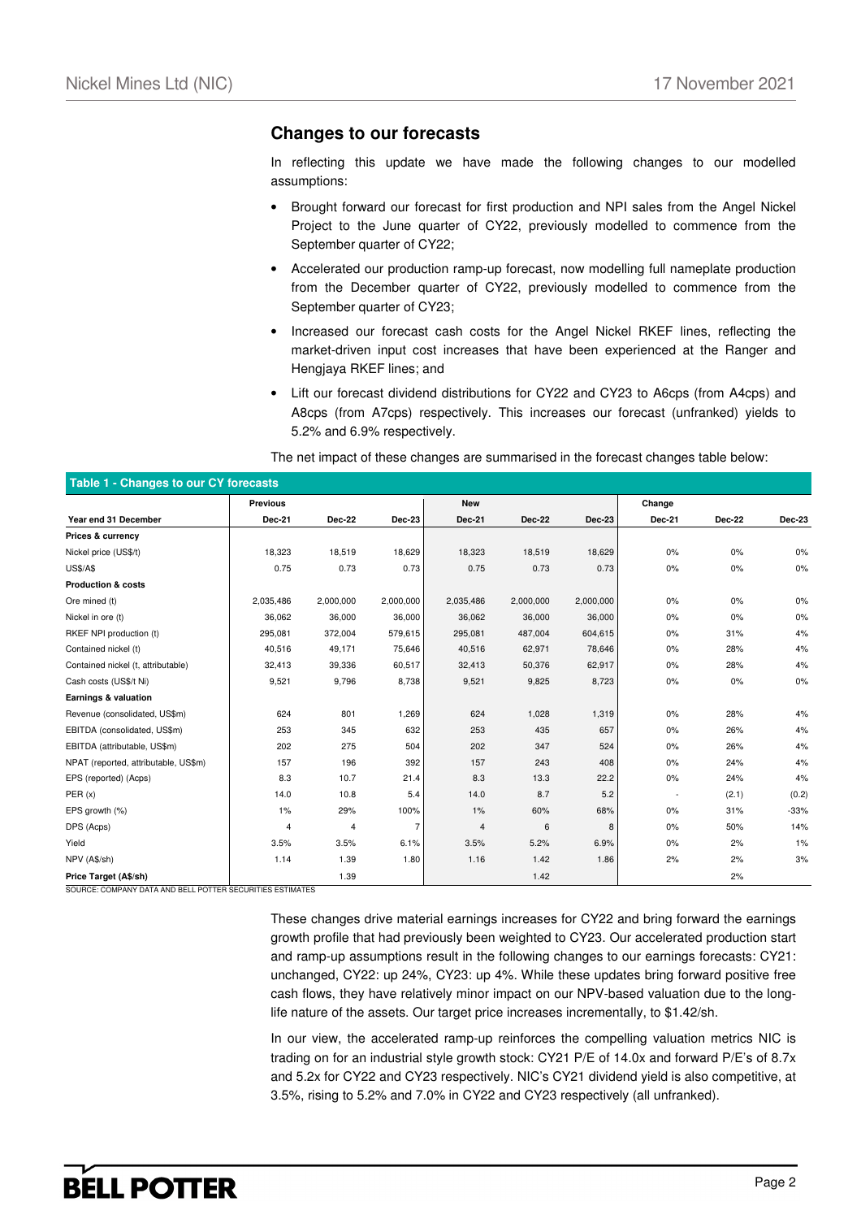## Changes to our forecasts

In reflecting this update we have made the following changes to our modelled assumptions:

- Brought forward our forecast for first production and NPI sales from the Angel Nickel Project to the June quarter of CY22, previously modelled to commence from the September quarter of CY22;
- Accelerated our production ramp-up forecast, now modelling full nameplate production from the December quarter of CY22, previously modelled to commence from the September quarter of CY23;
- Increased our forecast cash costs for the Angel Nickel RKEF lines, reflecting the market-driven input cost increases that have been experienced at the Ranger and Hengjaya RKEF lines; and
- Lift our forecast dividend distributions for CY22 and CY23 to A6cps (from A4cps) and A8cps (from A7cps) respectively. This increases our forecast (unfranked) yields to 5.2% and 6.9% respectively.

The net impact of these changes are summarised in the forecast changes table below:

**Table 1 - Changes to our CY forecasts**

| | Previous | | | New | | | Change | | |
|---|---|---|---|---|---|---|---|---|---|
| **Year end 31 December** | **Dec-21** | **Dec-22** | **Dec-23** | **Dec-21** | **Dec-22** | **Dec-23** | **Dec-21** | **Dec-22** | **Dec-23** |
| **Prices & currency** | | | | | | | | | |
| Nickel price (US$/t) | 18,323 | 18,519 | 18,629 | 18,323 | 18,519 | 18,629 | 0% | 0% | 0% |
| US$/A$ | 0.75 | 0.73 | 0.73 | 0.75 | 0.73 | 0.73 | 0% | 0% | 0% |
| **Production & costs** | | | | | | | | | |
| Ore mined (t) | 2,035,486 | 2,000,000 | 2,000,000 | 2,035,486 | 2,000,000 | 2,000,000 | 0% | 0% | 0% |
| Nickel in ore (t) | 36,062 | 36,000 | 36,000 | 36,062 | 36,000 | 36,000 | 0% | 0% | 0% |
| RKEF NPI production (t) | 295,081 | 372,004 | 579,615 | 295,081 | 487,004 | 604,615 | 0% | 31% | 4% |
| Contained nickel (t) | 40,516 | 49,171 | 75,646 | 40,516 | 62,971 | 78,646 | 0% | 28% | 4% |
| Contained nickel (t, attributable) | 32,413 | 39,336 | 60,517 | 32,413 | 50,376 | 62,917 | 0% | 28% | 4% |
| Cash costs (US$/t Ni) | 9,521 | 9,796 | 8,738 | 9,521 | 9,825 | 8,723 | 0% | 0% | 0% |
| **Earnings & valuation** | | | | | | | | | |
| Revenue (consolidated, US$m) | 624 | 801 | 1,269 | 624 | 1,028 | 1,319 | 0% | 28% | 4% |
| EBITDA (consolidated, US$m) | 253 | 345 | 632 | 253 | 435 | 657 | 0% | 26% | 4% |
| EBITDA (attributable, US$m) | 202 | 275 | 504 | 202 | 347 | 524 | 0% | 26% | 4% |
| NPAT (reported, attributable, US$m) | 157 | 196 | 392 | 157 | 243 | 408 | 0% | 24% | 4% |
| EPS (reported) (Acps) | 8.3 | 10.7 | 21.4 | 8.3 | 13.3 | 22.2 | 0% | 24% | 4% |
| PER (x) | 14.0 | 10.8 | 5.4 | 14.0 | 8.7 | 5.2 | - | (2.1) | (0.2) |
| EPS growth (%) | 1% | 29% | 100% | 1% | 60% | 68% | 0% | 31% | -33% |
| DPS (Acps) | 4 | 4 | 7 | 4 | 6 | 8 | 0% | 50% | 14% |
| Yield | 3.5% | 3.5% | 6.1% | 3.5% | 5.2% | 6.9% | 0% | 2% | 1% |
| NPV (A$/sh) | 1.14 | 1.39 | 1.80 | 1.16 | 1.42 | 1.86 | 2% | 2% | 3% |
| **Price Target (A$/sh)** | | 1.39 | | | 1.42 | | | 2% | |

SOURCE: COMPANY DATA AND BELL POTTER SECURITIES ESTIMATES

These changes drive material earnings increases for CY22 and bring forward the earnings growth profile that had previously been weighted to CY23. Our accelerated production start and ramp-up assumptions result in the following changes to our earnings forecasts: CY21: unchanged, CY22: up 24%, CY23: up 4%. While these updates bring forward positive free cash flows, they have relatively minor impact on our NPV-based valuation due to the long-life nature of the assets. Our target price increases incrementally, to $1.42/sh.

In our view, the accelerated ramp-up reinforces the compelling valuation metrics NIC is trading on for an industrial style growth stock: CY21 P/E of 14.0x and forward P/E's of 8.7x and 5.2x for CY22 and CY23 respectively. NIC's CY21 dividend yield is also competitive, at 3.5%, rising to 5.2% and 7.0% in CY22 and CY23 respectively (all unfranked).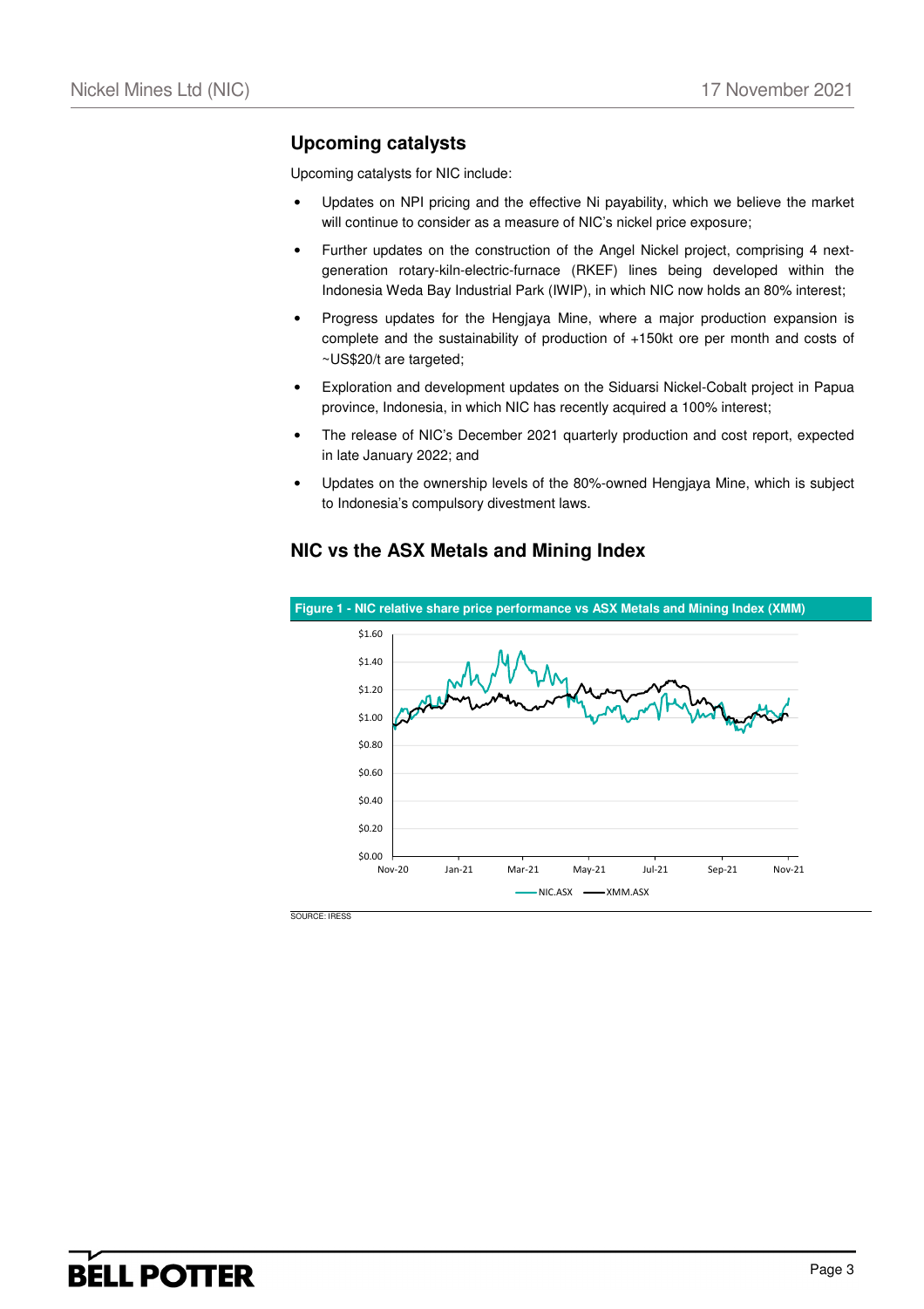## Upcoming catalysts

Upcoming catalysts for NIC include:

- Updates on NPI pricing and the effective Ni payability, which we believe the market will continue to consider as a measure of NIC's nickel price exposure;
- Further updates on the construction of the Angel Nickel project, comprising 4 next-generation rotary-kiln-electric-furnace (RKEF) lines being developed within the Indonesia Weda Bay Industrial Park (IWIP), in which NIC now holds an 80% interest;
- Progress updates for the Hengjaya Mine, where a major production expansion is complete and the sustainability of production of +150kt ore per month and costs of ~US$20/t are targeted;
- Exploration and development updates on the Siduarsi Nickel-Cobalt project in Papua province, Indonesia, in which NIC has recently acquired a 100% interest;
- The release of NIC's December 2021 quarterly production and cost report, expected in late January 2022; and
- Updates on the ownership levels of the 80%-owned Hengjaya Mine, which is subject to Indonesia's compulsory divestment laws.

## NIC vs the ASX Metals and Mining Index

**Figure 1 - NIC relative share price performance vs ASX Metals and Mining Index (XMM)**

SOURCE: IRESS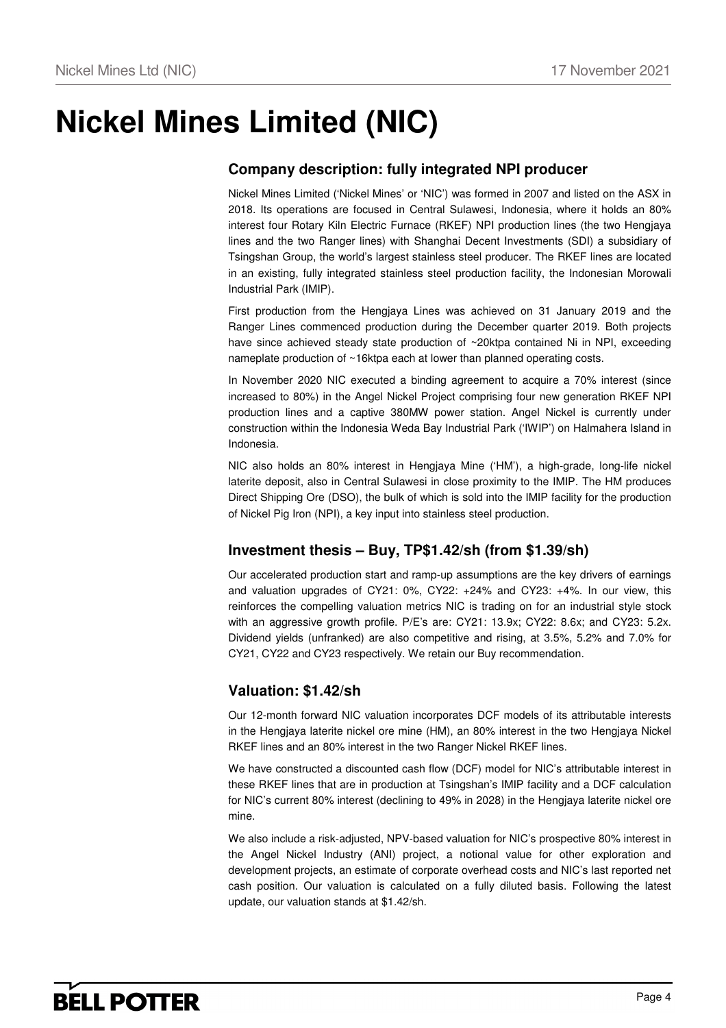# Nickel Mines Limited (NIC)

## Company description: fully integrated NPI producer

Nickel Mines Limited ('Nickel Mines' or 'NIC') was formed in 2007 and listed on the ASX in 2018. Its operations are focused in Central Sulawesi, Indonesia, where it holds an 80% interest four Rotary Kiln Electric Furnace (RKEF) NPI production lines (the two Hengjaya lines and the two Ranger lines) with Shanghai Decent Investments (SDI) a subsidiary of Tsingshan Group, the world's largest stainless steel producer. The RKEF lines are located in an existing, fully integrated stainless steel production facility, the Indonesian Morowali Industrial Park (IMIP).

First production from the Hengjaya Lines was achieved on 31 January 2019 and the Ranger Lines commenced production during the December quarter 2019. Both projects have since achieved steady state production of ~20ktpa contained Ni in NPI, exceeding nameplate production of ~16ktpa each at lower than planned operating costs.

In November 2020 NIC executed a binding agreement to acquire a 70% interest (since increased to 80%) in the Angel Nickel Project comprising four new generation RKEF NPI production lines and a captive 380MW power station. Angel Nickel is currently under construction within the Indonesia Weda Bay Industrial Park ('IWIP') on Halmahera Island in Indonesia.

NIC also holds an 80% interest in Hengjaya Mine ('HM'), a high-grade, long-life nickel laterite deposit, also in Central Sulawesi in close proximity to the IMIP. The HM produces Direct Shipping Ore (DSO), the bulk of which is sold into the IMIP facility for the production of Nickel Pig Iron (NPI), a key input into stainless steel production.

## Investment thesis – Buy, TP$1.42/sh (from $1.39/sh)

Our accelerated production start and ramp-up assumptions are the key drivers of earnings and valuation upgrades of CY21: 0%, CY22: +24% and CY23: +4%. In our view, this reinforces the compelling valuation metrics NIC is trading on for an industrial style stock with an aggressive growth profile. P/E's are: CY21: 13.9x; CY22: 8.6x; and CY23: 5.2x. Dividend yields (unfranked) are also competitive and rising, at 3.5%, 5.2% and 7.0% for CY21, CY22 and CY23 respectively. We retain our Buy recommendation.

## Valuation: $1.42/sh

Our 12-month forward NIC valuation incorporates DCF models of its attributable interests in the Hengjaya laterite nickel ore mine (HM), an 80% interest in the two Hengjaya Nickel RKEF lines and an 80% interest in the two Ranger Nickel RKEF lines.

We have constructed a discounted cash flow (DCF) model for NIC's attributable interest in these RKEF lines that are in production at Tsingshan's IMIP facility and a DCF calculation for NIC's current 80% interest (declining to 49% in 2028) in the Hengjaya laterite nickel ore mine.

We also include a risk-adjusted, NPV-based valuation for NIC's prospective 80% interest in the Angel Nickel Industry (ANI) project, a notional value for other exploration and development projects, an estimate of corporate overhead costs and NIC's last reported net cash position. Our valuation is calculated on a fully diluted basis. Following the latest update, our valuation stands at $1.42/sh.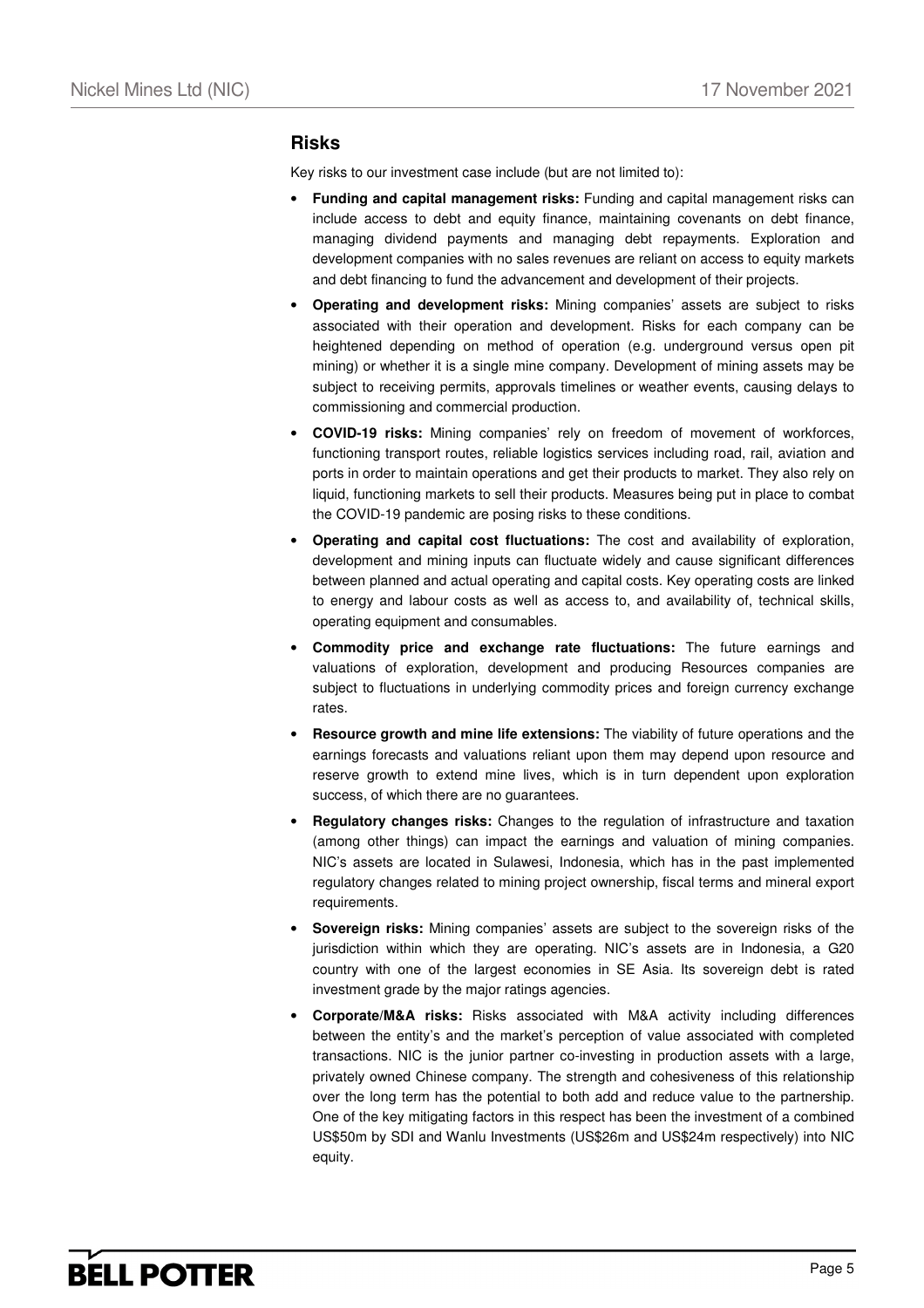## Risks

Key risks to our investment case include (but are not limited to):

- **Funding and capital management risks:** Funding and capital management risks can include access to debt and equity finance, maintaining covenants on debt finance, managing dividend payments and managing debt repayments. Exploration and development companies with no sales revenues are reliant on access to equity markets and debt financing to fund the advancement and development of their projects.
- **Operating and development risks:** Mining companies' assets are subject to risks associated with their operation and development. Risks for each company can be heightened depending on method of operation (e.g. underground versus open pit mining) or whether it is a single mine company. Development of mining assets may be subject to receiving permits, approvals timelines or weather events, causing delays to commissioning and commercial production.
- **COVID-19 risks:** Mining companies' rely on freedom of movement of workforces, functioning transport routes, reliable logistics services including road, rail, aviation and ports in order to maintain operations and get their products to market. They also rely on liquid, functioning markets to sell their products. Measures being put in place to combat the COVID-19 pandemic are posing risks to these conditions.
- **Operating and capital cost fluctuations:** The cost and availability of exploration, development and mining inputs can fluctuate widely and cause significant differences between planned and actual operating and capital costs. Key operating costs are linked to energy and labour costs as well as access to, and availability of, technical skills, operating equipment and consumables.
- **Commodity price and exchange rate fluctuations:** The future earnings and valuations of exploration, development and producing Resources companies are subject to fluctuations in underlying commodity prices and foreign currency exchange rates.
- **Resource growth and mine life extensions:** The viability of future operations and the earnings forecasts and valuations reliant upon them may depend upon resource and reserve growth to extend mine lives, which is in turn dependent upon exploration success, of which there are no guarantees.
- **Regulatory changes risks:** Changes to the regulation of infrastructure and taxation (among other things) can impact the earnings and valuation of mining companies. NIC's assets are located in Sulawesi, Indonesia, which has in the past implemented regulatory changes related to mining project ownership, fiscal terms and mineral export requirements.
- **Sovereign risks:** Mining companies' assets are subject to the sovereign risks of the jurisdiction within which they are operating. NIC's assets are in Indonesia, a G20 country with one of the largest economies in SE Asia. Its sovereign debt is rated investment grade by the major ratings agencies.
- **Corporate/M&A risks:** Risks associated with M&A activity including differences between the entity's and the market's perception of value associated with completed transactions. NIC is the junior partner co-investing in production assets with a large, privately owned Chinese company. The strength and cohesiveness of this relationship over the long term has the potential to both add and reduce value to the partnership. One of the key mitigating factors in this respect has been the investment of a combined US$50m by SDI and Wanlu Investments (US$26m and US$24m respectively) into NIC equity.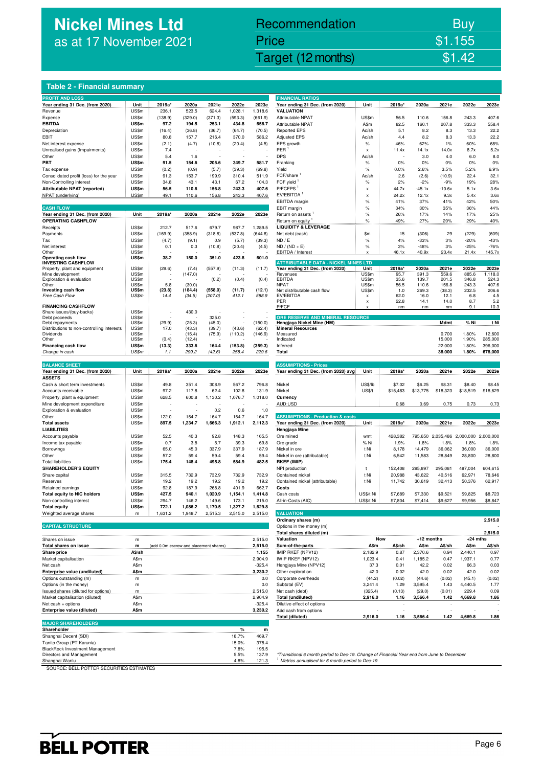# Nickel Mines Ltd
as at 17 November 2021

| Recommendation | Buy |
|---|---|
| Price | $1.155 |
| Target (12 months) | $1.42 |

## Table 2 - Financial summary

### PROFIT AND LOSS

| Year ending 31 Dec. (from 2020) | Unit | 2019a* | 2020a | 2021e | 2022e | 2023e |
|---|---|---|---|---|---|---|
| Revenue | US$m | 236.1 | 523.5 | 624.4 | 1,028.1 | 1,318.6 |
| Expense | US$m | (138.9) | (329.0) | (371.3) | (593.3) | (661.9) |
| **EBITDA** | **US$m** | **97.2** | **194.5** | **253.1** | **434.8** | **656.7** |
| Depreciation | US$m | (16.4) | (36.8) | (36.7) | (64.7) | (70.5) |
| EBIT | US$m | 80.8 | 157.7 | 216.4 | 370.0 | 586.2 |
| Net interest expense | US$m | (2.1) | (4.7) | (10.8) | (20.4) | (4.5) |
| Unrealised gains (Impairments) | US$m | 7.4 | - | - | - | - |
| Other | US$m | 5.4 | 1.6 | - | - | - |
| **PBT** | **US$m** | **91.5** | **154.6** | **205.6** | **349.7** | **581.7** |
| Tax expense | US$m | (0.2) | (0.9) | (5.7) | (39.3) | (69.8) |
| Consolidated profit (loss) for the year | US$m | 91.3 | 153.7 | 199.9 | 310.4 | 511.9 |
| Non-Controlling Interest | US$m | 34.8 | 43.1 | 43.1 | 67.2 | 104.3 |
| **Attributable NPAT (reported)** | **US$m** | **56.5** | **110.6** | **156.8** | **243.3** | **407.6** |
| NPAT (underlying) | US$m | 49.1 | 110.6 | 156.8 | 243.3 | 407.6 |

### CASH FLOW

| Year ending 31 Dec. (from 2020) | Unit | 2019a* | 2020a | 2021e | 2022e | 2023e |
|---|---|---|---|---|---|---|
| **OPERATING CASHFLOW** | | | | | | |
| Receipts | US$m | 212.7 | 517.6 | 679.7 | 987.7 | 1,289.5 |
| Payments | US$m | (169.9) | (358.9) | (318.8) | (537.8) | (644.8) |
| Tax | US$m | (4.7) | (9.1) | 0.9 | (5.7) | (39.3) |
| Net interest | US$m | 0.1 | 0.3 | (10.8) | (20.4) | (4.5) |
| Other | US$m | - | - | - | - | - |
| **Operating cash flow** | **US$m** | **38.2** | **150.0** | **351.0** | **423.8** | **601.0** |
| **INVESTING CASHFLOW** | | | | | | |
| Property, plant and equipment | US$m | (29.6) | (7.4) | (557.9) | (11.3) | (11.7) |
| Mine development | US$m | - | (147.0) | - | - | - |
| Exploration & evaluation | US$m | - | - | (0.2) | (0.4) | (0.4) |
| Other | US$m | 5.8 | (30.0) | - | - | - |
| **Investing cash flow** | **US$m** | **(23.8)** | **(184.4)** | **(558.0)** | **(11.7)** | **(12.1)** |
| *Free Cash Flow* | *US$m* | *14.4* | *(34.5)* | *(207.0)* | *412.1* | *588.9* |
| **FINANCING CASHFLOW** | | | | | | |
| Share issues/(buy-backs) | US$m | - | 430.0 | - | - | - |
| Debt proceeds | US$m | - | - | 325.0 | - | - |
| Debt repayments | US$m | (29.9) | (25.3) | (45.0) | - | (150.0) |
| Distributions to non-controlling interests | US$m | 17.0 | (43.3) | (39.7) | (43.6) | (62.4) |
| Dividends | US$m | - | (15.4) | (75.9) | (110.2) | (146.9) |
| Other | US$m | (0.4) | (12.4) | - | - | - |
| **Financing cash flow** | **US$m** | **(13.3)** | **333.6** | **164.4** | **(153.8)** | **(359.3)** |
| *Change in cash* | *US$m* | *1.1* | *299.2* | *(42.6)* | *258.4* | *229.6* |

### BALANCE SHEET

| Year ending 31 Dec. (from 2020) | Unit | 2019a* | 2020a | 2021e | 2022e | 2023e |
|---|---|---|---|---|---|---|
| **ASSETS** | | | | | | |
| Cash & short term investments | US$m | 49.8 | 351.4 | 308.9 | 567.2 | 796.8 |
| Accounts receivable | US$m | 97.2 | 117.8 | 62.4 | 102.8 | 131.9 |
| Property, plant & equipment | US$m | 628.5 | 600.8 | 1,130.2 | 1,076.7 | 1,018.0 |
| Mine development expenditure | US$m | - | - | - | - | - |
| Exploration & evaluation | US$m | - | - | 0.2 | 0.6 | 1.0 |
| Other | US$m | 122.0 | 164.7 | 164.7 | 164.7 | 164.7 |
| **Total assets** | **US$m** | **897.5** | **1,234.7** | **1,666.3** | **1,912.1** | **2,112.3** |
| **LIABILITIES** | | | | | | |
| Accounts payable | US$m | 52.5 | 40.3 | 92.8 | 148.3 | 165.5 |
| Income tax payable | US$m | 0.7 | 3.8 | 5.7 | 39.3 | 69.8 |
| Borrowings | US$m | 65.0 | 45.0 | 337.9 | 337.9 | 187.9 |
| Other | US$m | 57.2 | 59.4 | 59.4 | 59.4 | 59.4 |
| Total liabilities | US$m | 175.4 | 148.4 | 495.8 | 584.9 | 482.5 |
| **SHAREHOLDER'S EQUITY** | | | | | | |
| Share capital | US$m | 315.5 | 732.9 | 732.9 | 732.9 | 732.9 |
| Reserves | US$m | 19.2 | 19.2 | 19.2 | 19.2 | 19.2 |
| Retained earnings | US$m | 92.8 | 187.9 | 268.8 | 401.9 | 662.7 |
| **Total equity to NIC holders** | **US$m** | **427.5** | **940.1** | **1,020.9** | **1,154.1** | **1,414.8** |
| Non-controlling interest | US$m | 294.7 | 146.2 | 149.6 | 173.1 | 215.0 |
| **Total equity** | **US$m** | **722.1** | **1,086.2** | **1,170.5** | **1,327.2** | **1,629.8** |
| Weighted average shares | m | 1,631.2 | 1,948.7 | 2,515.3 | 2,515.0 | 2,515.0 |

### CAPITAL STRUCTURE

| | | | |
|---|---|---|---|
| Shares on issue | m | | 2,515.0 |
| **Total shares on issue** | **m** | (add 0.0m escrow and placement shares) | **2,515.0** |
| **Share price** | **A$/sh** | | **1.155** |
| Market capitalisation | A$m | | 2,904.9 |
| Net cash | A$m | | -325.4 |
| **Enterprise value (undiluted)** | **A$m** | | **3,230.2** |
| Options outstanding (m) | m | | 0.0 |
| Options (in the money) | m | | 0.0 |
| Issued shares (diluted for options) | m | | 2,515.0 |
| Market capitalisation (diluted) | A$m | | 2,904.9 |
| Net cash + options | A$m | | -325.4 |
| **Enterprise value (diluted)** | **A$m** | | **3,230.2** |

### MAJOR SHAREHOLDERS

| Shareholder | % | m |
|---|---|---|
| Shanghai Decent (SDI) | 18.7% | 469.7 |
| Tanito Group (PT Karunia) | 15.0% | 378.4 |
| BlackRock Investment Management | 7.8% | 195.5 |
| Directors and Management | 5.5% | 137.9 |
| Shanghai Wanlu | 4.8% | 121.3 |

### FINANCIAL RATIOS

| Year ending 31 Dec. (from 2020) | Unit | 2019a* | 2020a | 2021e | 2022e | 2023e |
|---|---|---|---|---|---|---|
| **VALUATION** | | | | | | |
| Attributable NPAT | US$m | 56.5 | 110.6 | 156.8 | 243.3 | 407.6 |
| Attributable NPAT | A$m | 82.5 | 160.1 | 207.8 | 333.3 | 558.4 |
| Reported EPS | Ac/sh | 5.1 | 8.2 | 8.3 | 13.3 | 22.2 |
| Adjusted EPS | Ac/sh | 4.4 | 8.2 | 8.3 | 13.3 | 22.2 |
| EPS growth | % | 46% | 62% | 1% | 60% | 68% |
| PER [1] | x | 11.4x | 14.1x | 14.0x | 8.7x | 5.2x |
| DPS | Ac/sh | - | 3.0 | 4.0 | 6.0 | 8.0 |
| Franking | % | 0% | 0% | 0% | 0% | 0% |
| Yield | % | 0.0% | 2.6% | 3.5% | 5.2% | 6.9% |
| FCF/share [1] | Ac/sh | 2.6 | (2.6) | (10.9) | 22.4 | 32.1 |
| FCF yield [1] | % | 2% | -2% | -9% | 19% | 28% |
| P/FCFPS [1] | x | 44.7x | -45.1x | -10.6x | 5.1x | 3.6x |
| EV/EBITDA [1] | x | 24.2x | 12.1x | 9.3x | 5.4x | 3.6x |
| EBITDA margin | % | 41% | 37% | 41% | 42% | 50% |
| EBIT margin | % | 34% | 30% | 35% | 36% | 44% |
| Return on assets [1] | % | 26% | 17% | 14% | 17% | 25% |
| Return on equity [1] | % | 49% | 27% | 20% | 29% | 40% |
| **LIQUIDITY & LEVERAGE** | | | | | | |
| Net debt (cash) | $m | 15 | (306) | 29 | (229) | (609) |
| ND / E | % | 4% | -33% | 3% | -20% | -43% |
| ND / (ND + E) | % | 3% | -48% | 3% | -25% | -76% |
| EBITDA / Interest | x | 46.1x | 40.9x | 23.4x | 21.4x | 145.7x |

### ATTRIBUTABLE DATA - NICKEL MINES LTD

| Year ending 31 Dec. (from 2020) | Unit | 2019a* | 2020a | 2021e | 2022e | 2023e |
|---|---|---|---|---|---|---|
| Revenues | US$m | 95.7 | 391.3 | 559.6 | 885.6 | 1,118.0 |
| EBITDA | US$m | 35.6 | 139.7 | 201.5 | 346.8 | 524.3 |
| NPAT | US$m | 56.5 | 110.6 | 156.8 | 243.3 | 407.6 |
| Net distributable cash flow | US$m | 1.0 | 269.3 | (38.3) | 232.5 | 206.6 |
| EV/EBITDA | x | 62.0 | 16.0 | 12.1 | 6.8 | 4.5 |
| PER | x | 22.8 | 14.1 | 14.0 | 8.7 | 5.2 |
| P/FCF | x | nm | nm | nm | 9.1 | 10.3 |

### ORE RESERVE AND MINERAL RESOURCE

| Hengjaya Nickel Mine (HM) | Mdmt | % Ni | t Ni |
|---|---|---|---|
| **Mineral Resources** | | | |
| Measured | 0.700 | 1.80% | 12,600 |
| Indicated | 15.000 | 1.90% | 285,000 |
| Inferred | 22.000 | 1.80% | 396,000 |
| **Total** | **38.000** | **1.80%** | **678,000** |

### ASSUMPTIONS - Prices

| Year ending 31 Dec. (from 2020) avg | Unit | 2019a* | 2020a | 2021e | 2022e | 2023e |
|---|---|---|---|---|---|---|
| Nickel | US$/lb | $7.02 | $6.25 | $8.31 | $8.40 | $8.45 |
| Nickel | US$/t | $15,483 | $13,775 | $18,323 | $18,519 | $18,629 |
| **Currency** | | | | | | |
| AUD:USD | | 0.68 | 0.69 | 0.75 | 0.73 | 0.73 |

### ASSUMPTIONS - Production & costs

| Year ending 31 Dec. (from 2020) | Unit | 2019a* | 2020a | 2021e | 2022e | 2023e |
|---|---|---|---|---|---|---|
| **Hengjaya Mine** | | | | | | |
| Ore mined | wmt | 428,382 | 795,650 | 2,035,486 | 2,000,000 | 2,000,000 |
| Ore grade | % Ni | 1.9% | 1.8% | 1.8% | 1.8% | 1.8% |
| Nickel in ore | t Ni | 8,178 | 14,479 | 36,062 | 36,000 | 36,000 |
| Nickel in ore (attributable) | t Ni | 6,542 | 11,583 | 28,849 | 28,800 | 28,800 |
| **RKEF (IMIP)** | | | | | | |
| NPI production | t | 152,408 | 295,897 | 295,081 | 487,004 | 604,615 |
| Contained nickel | t Ni | 20,988 | 43,622 | 40,516 | 62,971 | 78,646 |
| Contained nickel (attributable) | t Ni | 11,742 | 30,619 | 32,413 | 50,376 | 62,917 |
| **Costs** | | | | | | |
| Cash costs | US$/t Ni | $7,689 | $7,330 | $9,521 | $9,825 | $8,723 |
| All-in-Costs (AIC) | US$/t Ni | $7,804 | $7,414 | $9,627 | $9,956 | $8,847 |

### VALUATION

| | | | | | | |
|---|---|---|---|---|---|---|
| Ordinary shares (m) | | | | | | 2,515.0 |
| Options in the money (m) | | | | | | - |
| Total shares diluted (m) | | | | | | 2,515.0 |
| **Valuation** | **Now** | | **+12 months** | | **+24 mths** | |
| **Sum-of-the-parts** | **A$m** | **A$/sh** | **A$m** | **A$/sh** | **A$m** | **A$/sh** |
| IMIP RKEF (NPV12) | 2,182.9 | 0.87 | 2,370.6 | 0.94 | 2,440.1 | 0.97 |
| IWIP RKEF (NPV12) | 1,023.4 | 0.41 | 1,185.2 | 0.47 | 1,937.1 | 0.77 |
| Hengjaya Mine (NPV12) | 37.3 | 0.01 | 42.2 | 0.02 | 66.3 | 0.03 |
| Other exploration | 42.0 | 0.02 | 42.0 | 0.02 | 42.0 | 0.02 |
| Corporate overheads | (44.2) | (0.02) | (44.6) | (0.02) | (45.1) | (0.02) |
| Subtotal (EV) | 3,241.4 | 1.29 | 3,595.4 | 1.43 | 4,440.5 | 1.77 |
| Net cash (debt) | (325.4) | (0.13) | (29.0) | (0.01) | 229.4 | 0.09 |
| **Total (undiluted)** | **2,916.0** | **1.16** | **3,566.4** | **1.42** | **4,669.8** | **1.86** |
| Dilutive effect of options | | - | | - | | - |
| Add cash from options | - | - | - | - | - | - |
| **Total (diluted)** | **2,916.0** | **1.16** | **3,566.4** | **1.42** | **4,669.8** | **1.86** |

*Transitional 6 month period to Dec-19. Change of Financial Year end from June to December

[1] Metrics annualised for 6 month period to Dec-19

SOURCE: BELL POTTER SECURITIES ESTIMATES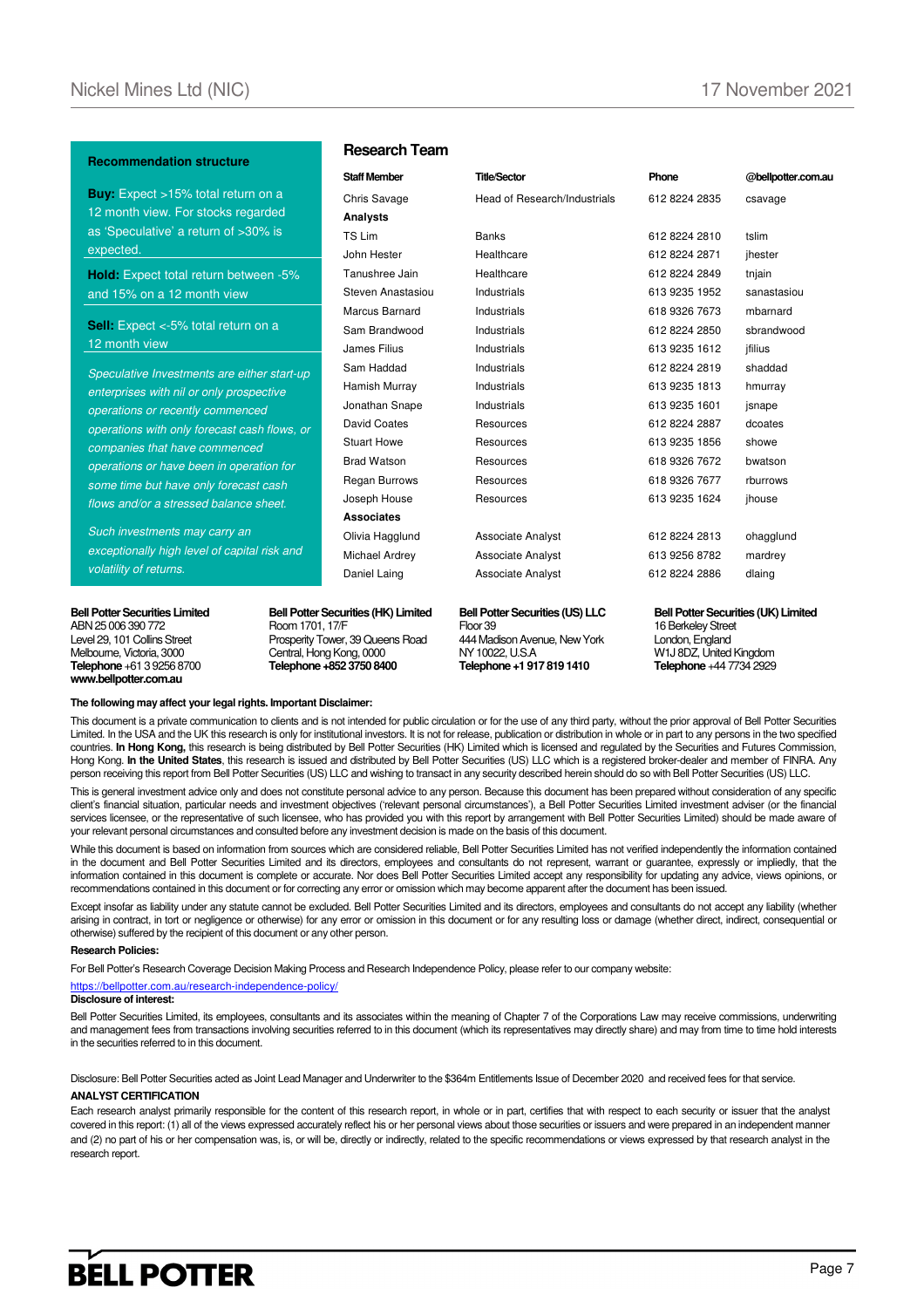**Recommendation structure**

**Buy:** Expect >15% total return on a 12 month view. For stocks regarded as 'Speculative' a return of >30% is expected.

**Hold:** Expect total return between -5% and 15% on a 12 month view

**Sell:** Expect <-5% total return on a 12 month view

*Speculative Investments are either start-up enterprises with nil or only prospective operations or recently commenced operations with only forecast cash flows, or companies that have commenced operations or have been in operation for some time but have only forecast cash flows and/or a stressed balance sheet.*

*Such investments may carry an exceptionally high level of capital risk and volatility of returns.*

## Research Team

| Staff Member | Title/Sector | Phone | @bellpotter.com.au |
|---|---|---|---|
| Chris Savage | Head of Research/Industrials | 612 8224 2835 | csavage |
| **Analysts** | | | |
| TS Lim | Banks | 612 8224 2810 | tslim |
| John Hester | Healthcare | 612 8224 2871 | jhester |
| Tanushree Jain | Healthcare | 612 8224 2849 | tnjain |
| Steven Anastasiou | Industrials | 613 9235 1952 | sanastasiou |
| Marcus Barnard | Industrials | 618 9326 7673 | mbarnard |
| Sam Brandwood | Industrials | 612 8224 2850 | sbrandwood |
| James Filius | Industrials | 613 9235 1612 | jfilius |
| Sam Haddad | Industrials | 612 8224 2819 | shaddad |
| Hamish Murray | Industrials | 613 9235 1813 | hmurray |
| Jonathan Snape | Industrials | 613 9235 1601 | jsnape |
| David Coates | Resources | 612 8224 2887 | dcoates |
| Stuart Howe | Resources | 613 9235 1856 | showe |
| Brad Watson | Resources | 618 9326 7672 | bwatson |
| Regan Burrows | Resources | 618 9326 7677 | rburrows |
| Joseph House | Resources | 613 9235 1624 | jhouse |
| **Associates** | | | |
| Olivia Hagglund | Associate Analyst | 612 8224 2813 | ohagglund |
| Michael Ardrey | Associate Analyst | 613 9256 8782 | mardrey |
| Daniel Laing | Associate Analyst | 612 8224 2886 | dlaing |

**Bell Potter Securities Limited**
ABN 25 006 390 772
Level 29, 101 Collins Street
Melbourne, Victoria, 3000
**Telephone** +61 3 9256 8700
**www.bellpotter.com.au**

**Bell Potter Securities (HK) Limited**
Room 1701, 17/F
Prosperity Tower, 39 Queens Road
Central, Hong Kong, 0000
**Telephone +852 3750 8400**

**Bell Potter Securities (US) LLC**
Floor 39
444 Madison Avenue, New York
NY 10022, U.S.A
**Telephone +1 917 819 1410**

**Bell Potter Securities (UK) Limited**
16 Berkeley Street
London, England
W1J 8DZ, United Kingdom
**Telephone** +44 7734 2929

**The following may affect your legal rights. Important Disclaimer:**

This document is a private communication to clients and is not intended for public circulation or for the use of any third party, without the prior approval of Bell Potter Securities Limited. In the USA and the UK this research is only for institutional investors. It is not for release, publication or distribution in whole or in part to any persons in the two specified countries. **In Hong Kong,** this research is being distributed by Bell Potter Securities (HK) Limited which is licensed and regulated by the Securities and Futures Commission, Hong Kong. **In the United States**, this research is issued and distributed by Bell Potter Securities (US) LLC which is a registered broker-dealer and member of FINRA. Any person receiving this report from Bell Potter Securities (US) LLC and wishing to transact in any security described herein should do so with Bell Potter Securities (US) LLC.

This is general investment advice only and does not constitute personal advice to any person. Because this document has been prepared without consideration of any specific client's financial situation, particular needs and investment objectives ('relevant personal circumstances'), a Bell Potter Securities Limited investment adviser (or the financial services licensee, or the representative of such licensee, who has provided you with this report by arrangement with Bell Potter Securities Limited) should be made aware of your relevant personal circumstances and consulted before any investment decision is made on the basis of this document.

While this document is based on information from sources which are considered reliable, Bell Potter Securities Limited has not verified independently the information contained in the document and Bell Potter Securities Limited and its directors, employees and consultants do not represent, warrant or guarantee, expressly or impliedly, that the information contained in this document is complete or accurate. Nor does Bell Potter Securities Limited accept any responsibility for updating any advice, views opinions, or recommendations contained in this document or for correcting any error or omission which may become apparent after the document has been issued.

Except insofar as liability under any statute cannot be excluded. Bell Potter Securities Limited and its directors, employees and consultants do not accept any liability (whether arising in contract, in tort or negligence or otherwise) for any error or omission in this document or for any resulting loss or damage (whether direct, indirect, consequential or otherwise) suffered by the recipient of this document or any other person.

**Research Policies:**

For Bell Potter's Research Coverage Decision Making Process and Research Independence Policy, please refer to our company website:

https://bellpotter.com.au/research-independence-policy/

**Disclosure of interest:**

Bell Potter Securities Limited, its employees, consultants and its associates within the meaning of Chapter 7 of the Corporations Law may receive commissions, underwriting and management fees from transactions involving securities referred to in this document (which its representatives may directly share) and may from time to time hold interests in the securities referred to in this document.

Disclosure: Bell Potter Securities acted as Joint Lead Manager and Underwriter to the $364m Entitlements Issue of December 2020 and received fees for that service.

**ANALYST CERTIFICATION**

Each research analyst primarily responsible for the content of this research report, in whole or in part, certifies that with respect to each security or issuer that the analyst covered in this report: (1) all of the views expressed accurately reflect his or her personal views about those securities or issuers and were prepared in an independent manner and (2) no part of his or her compensation was, is, or will be, directly or indirectly, related to the specific recommendations or views expressed by that research analyst in the research report.